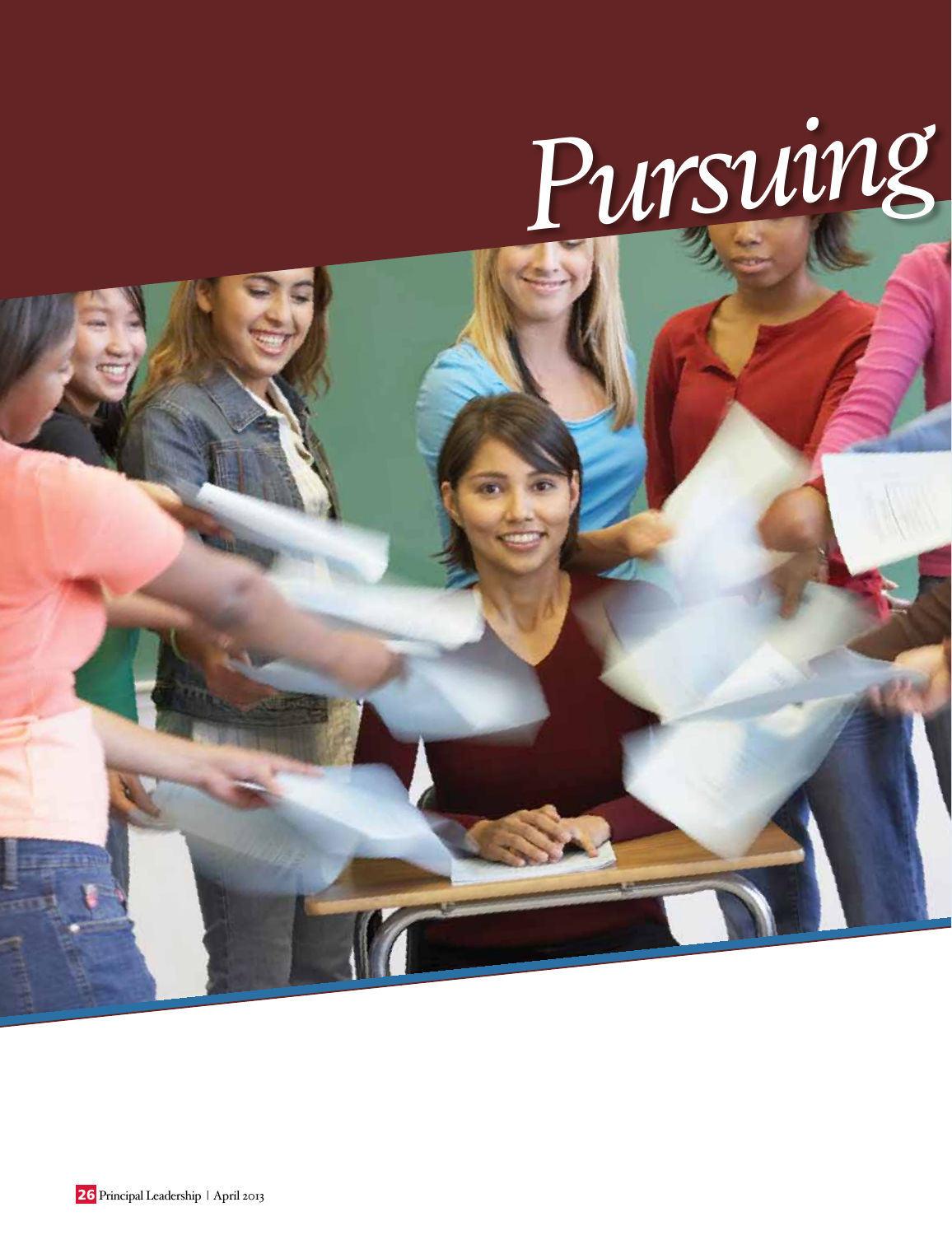# *Pursuing*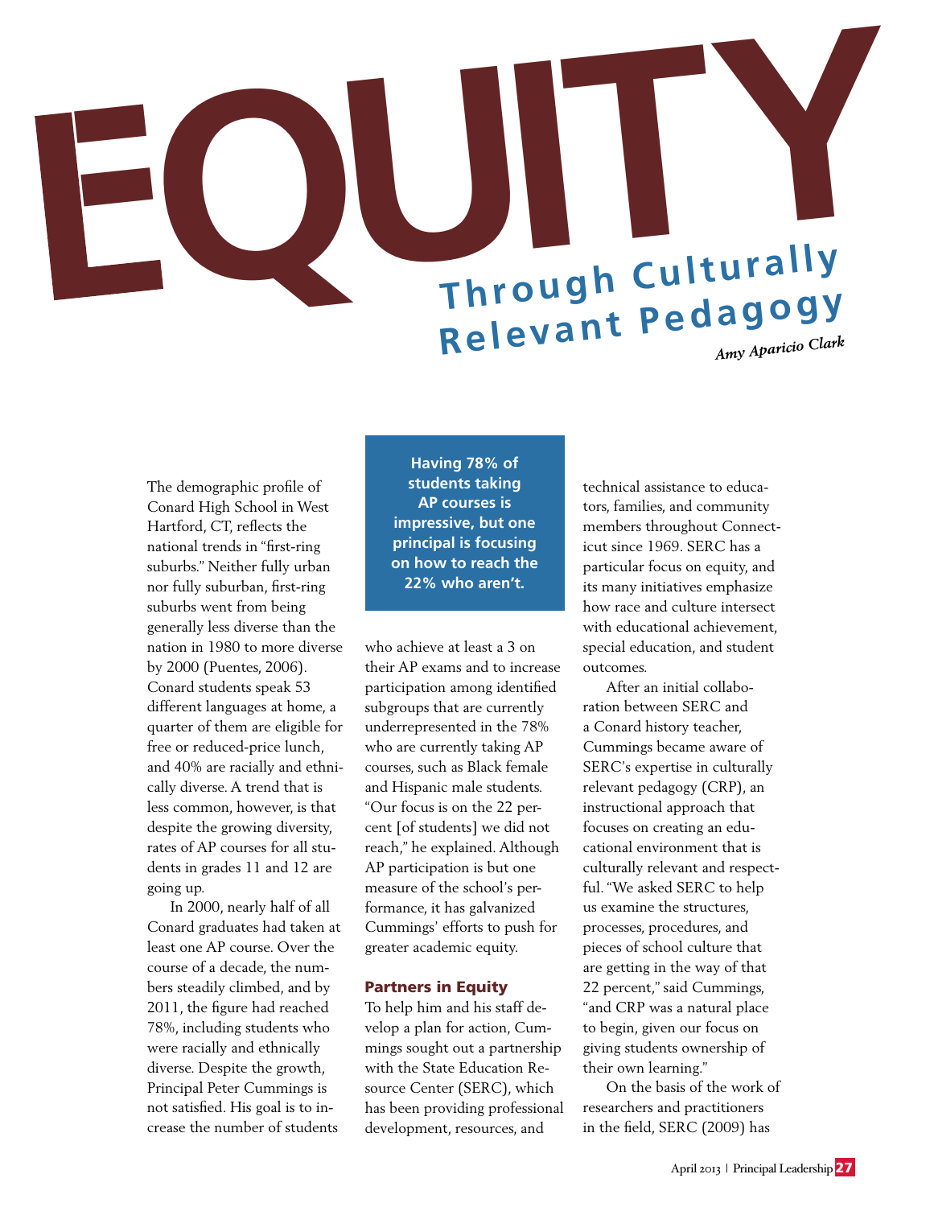# EQUITY Through Culturally Relevant Pedagogy

*Amy Aparicio Clark*

**Having 78% of students taking AP courses is impressive, but one principal is focusing on how to reach the 22% who aren't.**

The demographic profile of Conard High School in West Hartford, CT, reflects the national trends in "first-ring suburbs." Neither fully urban nor fully suburban, first-ring suburbs went from being generally less diverse than the nation in 1980 to more diverse by 2000 (Puentes, 2006). Conard students speak 53 different languages at home, a quarter of them are eligible for free or reduced-price lunch, and 40% are racially and ethnically diverse. A trend that is less common, however, is that despite the growing diversity, rates of AP courses for all students in grades 11 and 12 are going up.

In 2000, nearly half of all Conard graduates had taken at least one AP course. Over the course of a decade, the numbers steadily climbed, and by 2011, the figure had reached 78%, including students who were racially and ethnically diverse. Despite the growth, Principal Peter Cummings is not satisfied. His goal is to increase the number of students who achieve at least a 3 on their AP exams and to increase participation among identified subgroups that are currently underrepresented in the 78% who are currently taking AP courses, such as Black female and Hispanic male students. "Our focus is on the 22 percent [of students] we did not reach," he explained. Although AP participation is but one measure of the school's performance, it has galvanized Cummings' efforts to push for greater academic equity.

## Partners in Equity

To help him and his staff develop a plan for action, Cummings sought out a partnership with the State Education Resource Center (SERC), which has been providing professional development, resources, and technical assistance to educators, families, and community members throughout Connecticut since 1969. SERC has a particular focus on equity, and its many initiatives emphasize how race and culture intersect with educational achievement, special education, and student outcomes.

After an initial collaboration between SERC and a Conard history teacher, Cummings became aware of SERC's expertise in culturally relevant pedagogy (CRP), an instructional approach that focuses on creating an educational environment that is culturally relevant and respectful. "We asked SERC to help us examine the structures, processes, procedures, and pieces of school culture that are getting in the way of that 22 percent," said Cummings, "and CRP was a natural place to begin, given our focus on giving students ownership of their own learning."

On the basis of the work of researchers and practitioners in the field, SERC (2009) has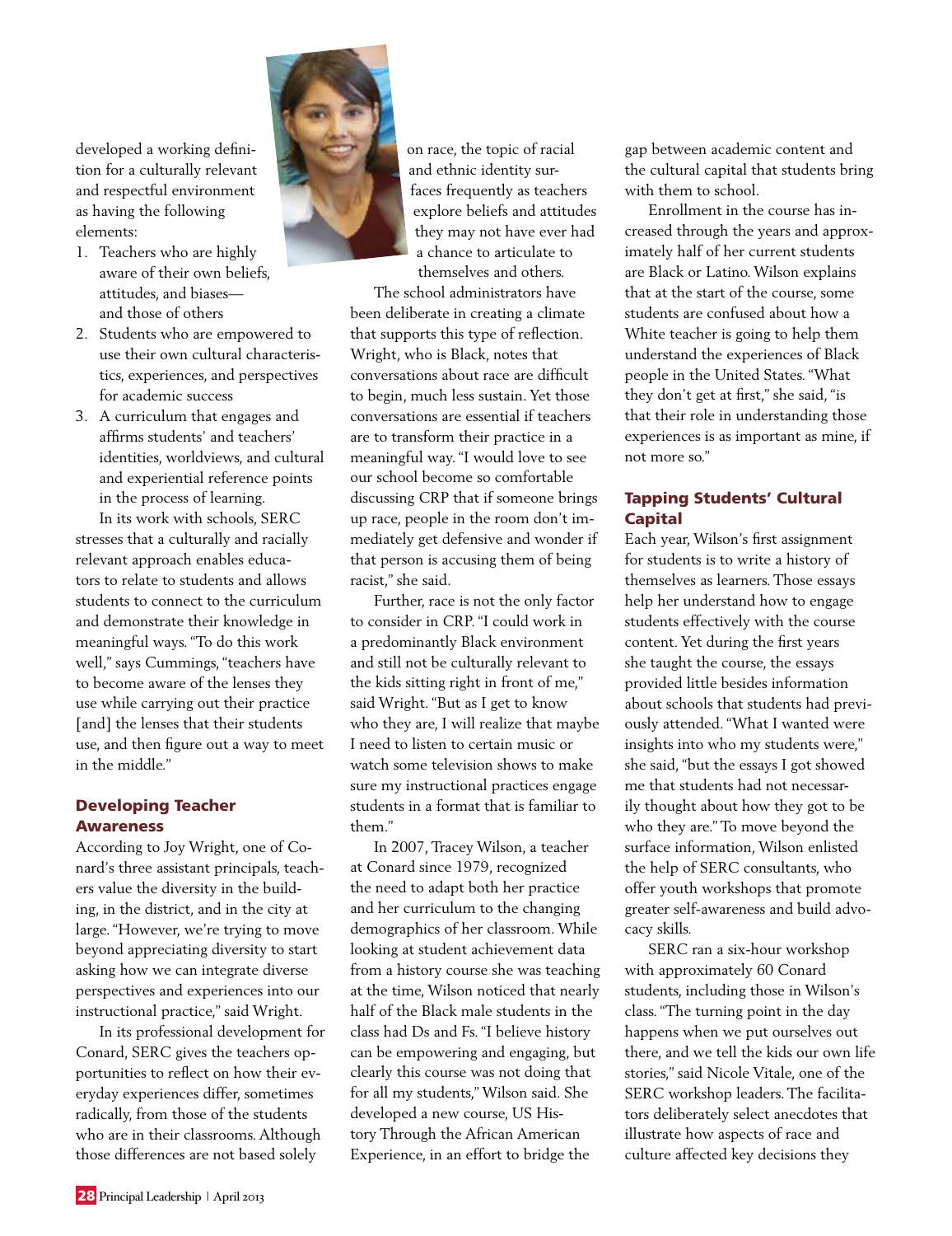developed a working definition for a culturally relevant and respectful environment as having the following elements:

1. Teachers who are highly aware of their own beliefs, attitudes, and biases—and those of others
2. Students who are empowered to use their own cultural characteristics, experiences, and perspectives for academic success
3. A curriculum that engages and affirms students' and teachers' identities, worldviews, and cultural and experiential reference points in the process of learning.

In its work with schools, SERC stresses that a culturally and racially relevant approach enables educators to relate to students and allows students to connect to the curriculum and demonstrate their knowledge in meaningful ways. "To do this work well," says Cummings, "teachers have to become aware of the lenses they use while carrying out their practice [and] the lenses that their students use, and then figure out a way to meet in the middle."

## Developing Teacher Awareness

According to Joy Wright, one of Conard's three assistant principals, teachers value the diversity in the building, in the district, and in the city at large. "However, we're trying to move beyond appreciating diversity to start asking how we can integrate diverse perspectives and experiences into our instructional practice," said Wright.

In its professional development for Conard, SERC gives the teachers opportunities to reflect on how their everyday experiences differ, sometimes radically, from those of the students who are in their classrooms. Although those differences are not based solely on race, the topic of racial and ethnic identity surfaces frequently as teachers explore beliefs and attitudes they may not have ever had a chance to articulate to themselves and others.

The school administrators have been deliberate in creating a climate that supports this type of reflection. Wright, who is Black, notes that conversations about race are difficult to begin, much less sustain. Yet those conversations are essential if teachers are to transform their practice in a meaningful way. "I would love to see our school become so comfortable discussing CRP that if someone brings up race, people in the room don't immediately get defensive and wonder if that person is accusing them of being racist," she said.

Further, race is not the only factor to consider in CRP. "I could work in a predominantly Black environment and still not be culturally relevant to the kids sitting right in front of me," said Wright. "But as I get to know who they are, I will realize that maybe I need to listen to certain music or watch some television shows to make sure my instructional practices engage students in a format that is familiar to them."

In 2007, Tracey Wilson, a teacher at Conard since 1979, recognized the need to adapt both her practice and her curriculum to the changing demographics of her classroom. While looking at student achievement data from a history course she was teaching at the time, Wilson noticed that nearly half of the Black male students in the class had Ds and Fs. "I believe history can be empowering and engaging, but clearly this course was not doing that for all my students," Wilson said. She developed a new course, US History Through the African American Experience, in an effort to bridge the gap between academic content and the cultural capital that students bring with them to school.

Enrollment in the course has increased through the years and approximately half of her current students are Black or Latino. Wilson explains that at the start of the course, some students are confused about how a White teacher is going to help them understand the experiences of Black people in the United States. "What they don't get at first," she said, "is that their role in understanding those experiences is as important as mine, if not more so."

## Tapping Students' Cultural Capital

Each year, Wilson's first assignment for students is to write a history of themselves as learners. Those essays help her understand how to engage students effectively with the course content. Yet during the first years she taught the course, the essays provided little besides information about schools that students had previously attended. "What I wanted were insights into who my students were," she said, "but the essays I got showed me that students had not necessarily thought about how they got to be who they are." To move beyond the surface information, Wilson enlisted the help of SERC consultants, who offer youth workshops that promote greater self-awareness and build advocacy skills.

SERC ran a six-hour workshop with approximately 60 Conard students, including those in Wilson's class. "The turning point in the day happens when we put ourselves out there, and we tell the kids our own life stories," said Nicole Vitale, one of the SERC workshop leaders. The facilitators deliberately select anecdotes that illustrate how aspects of race and culture affected key decisions they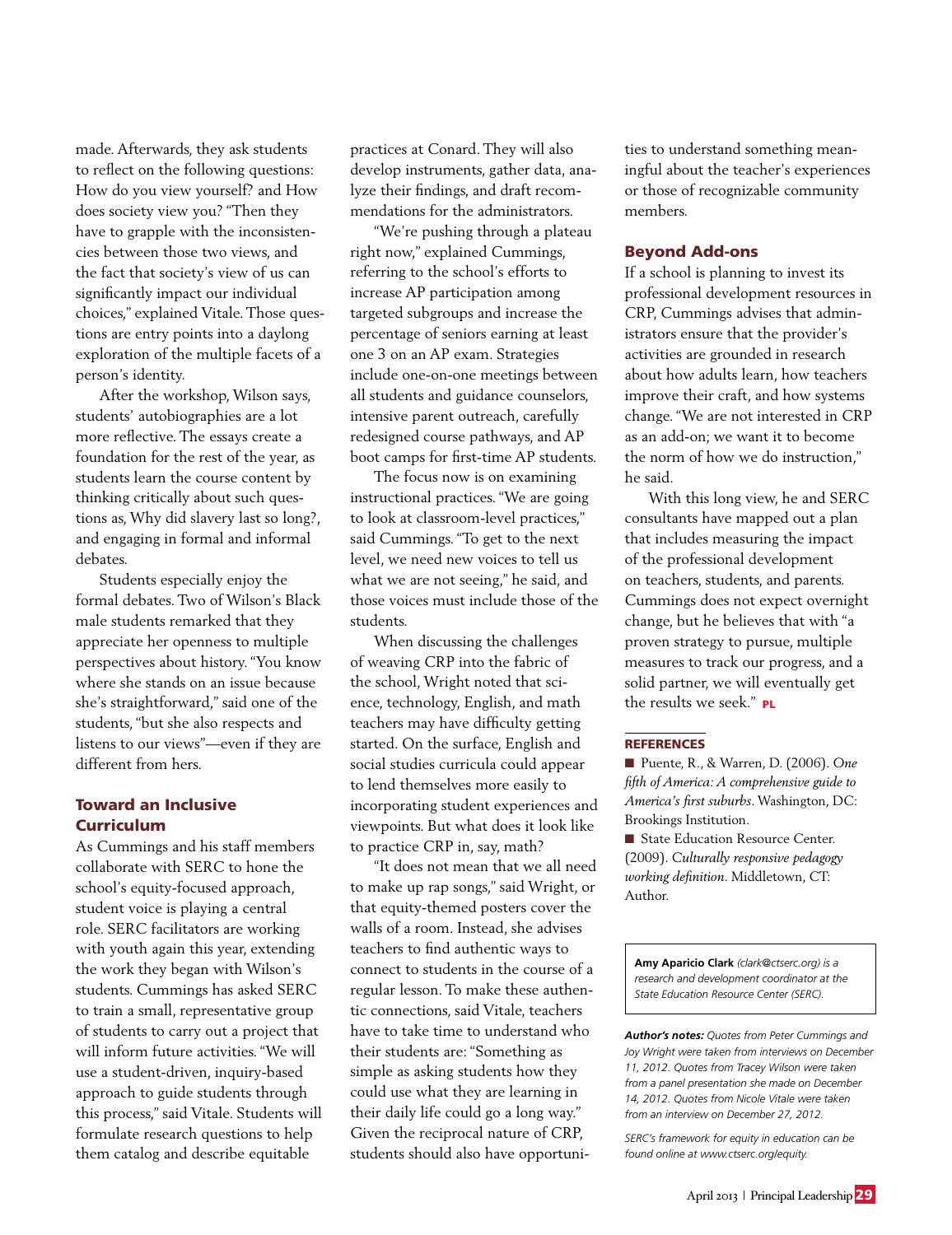made. Afterwards, they ask students to reflect on the following questions: How do you view yourself? and How does society view you? "Then they have to grapple with the inconsistencies between those two views, and the fact that society's view of us can significantly impact our individual choices," explained Vitale. Those questions are entry points into a daylong exploration of the multiple facets of a person's identity.

After the workshop, Wilson says, students' autobiographies are a lot more reflective. The essays create a foundation for the rest of the year, as students learn the course content by thinking critically about such questions as, Why did slavery last so long?, and engaging in formal and informal debates.

Students especially enjoy the formal debates. Two of Wilson's Black male students remarked that they appreciate her openness to multiple perspectives about history. "You know where she stands on an issue because she's straightforward," said one of the students, "but she also respects and listens to our views"—even if they are different from hers.

## Toward an Inclusive Curriculum

As Cummings and his staff members collaborate with SERC to hone the school's equity-focused approach, student voice is playing a central role. SERC facilitators are working with youth again this year, extending the work they began with Wilson's students. Cummings has asked SERC to train a small, representative group of students to carry out a project that will inform future activities. "We will use a student-driven, inquiry-based approach to guide students through this process," said Vitale. Students will formulate research questions to help them catalog and describe equitable practices at Conard. They will also develop instruments, gather data, analyze their findings, and draft recommendations for the administrators.

"We're pushing through a plateau right now," explained Cummings, referring to the school's efforts to increase AP participation among targeted subgroups and increase the percentage of seniors earning at least one 3 on an AP exam. Strategies include one-on-one meetings between all students and guidance counselors, intensive parent outreach, carefully redesigned course pathways, and AP boot camps for first-time AP students.

The focus now is on examining instructional practices. "We are going to look at classroom-level practices," said Cummings. "To get to the next level, we need new voices to tell us what we are not seeing," he said, and those voices must include those of the students.

When discussing the challenges of weaving CRP into the fabric of the school, Wright noted that science, technology, English, and math teachers may have difficulty getting started. On the surface, English and social studies curricula could appear to lend themselves more easily to incorporating student experiences and viewpoints. But what does it look like to practice CRP in, say, math?

"It does not mean that we all need to make up rap songs," said Wright, or that equity-themed posters cover the walls of a room. Instead, she advises teachers to find authentic ways to connect to students in the course of a regular lesson. To make these authentic connections, said Vitale, teachers have to take time to understand who their students are: "Something as simple as asking students how they could use what they are learning in their daily life could go a long way." Given the reciprocal nature of CRP, students should also have opportunities to understand something meaningful about the teacher's experiences or those of recognizable community members.

## Beyond Add-ons

If a school is planning to invest its professional development resources in CRP, Cummings advises that administrators ensure that the provider's activities are grounded in research about how adults learn, how teachers improve their craft, and how systems change. "We are not interested in CRP as an add-on; we want it to become the norm of how we do instruction," he said.

With this long view, he and SERC consultants have mapped out a plan that includes measuring the impact of the professional development on teachers, students, and parents. Cummings does not expect overnight change, but he believes that with "a proven strategy to pursue, multiple measures to track our progress, and a solid partner, we will eventually get the results we seek." **PL**

## REFERENCES

- Puente, R., & Warren, D. (2006). *One fifth of America: A comprehensive guide to America's first suburbs*. Washington, DC: Brookings Institution.
- State Education Resource Center. (2009). *Culturally responsive pedagogy working definition*. Middletown, CT: Author.

**Amy Aparicio Clark** *(clark@ctserc.org) is a research and development coordinator at the State Education Resource Center (SERC).*

***Author's notes:*** *Quotes from Peter Cummings and Joy Wright were taken from interviews on December 11, 2012. Quotes from Tracey Wilson were taken from a panel presentation she made on December 14, 2012. Quotes from Nicole Vitale were taken from an interview on December 27, 2012.*

*SERC's framework for equity in education can be found online at www.ctserc.org/equity.*